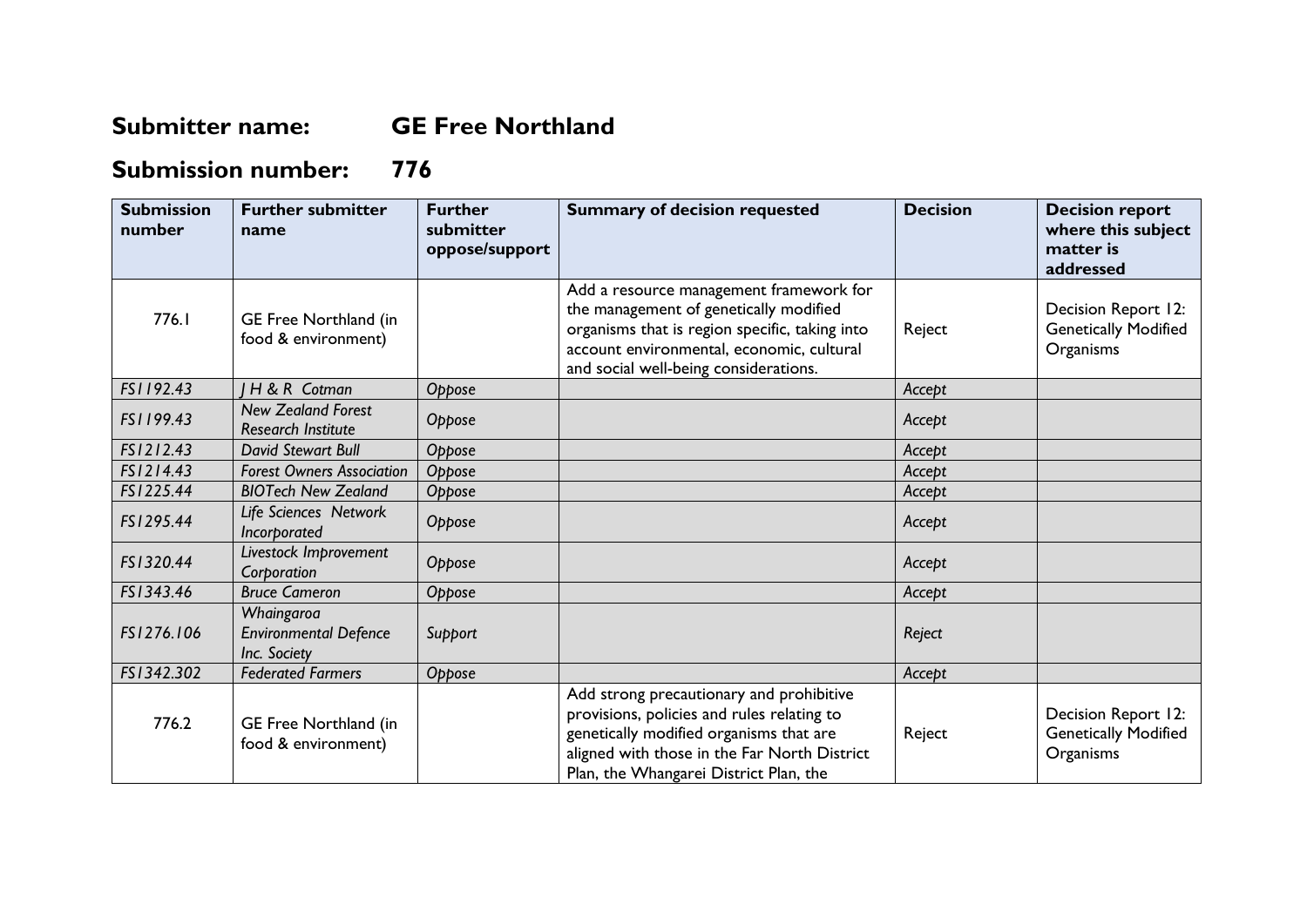## Submitter name: GE Free Northland

## Submission number: 776

| Submission number | Further submitter name | Further submitter oppose/support | Summary of decision requested | Decision | Decision report where this subject matter is addressed |
|---|---|---|---|---|---|
| 776.1 | GE Free Northland (in food & environment) | | Add a resource management framework for the management of genetically modified organisms that is region specific, taking into account environmental, economic, cultural and social well-being considerations. | Reject | Decision Report 12: Genetically Modified Organisms |
| *FS1192.43* | *J H & R Cotman* | *Oppose* | | *Accept* | |
| *FS1199.43* | *New Zealand Forest Research Institute* | *Oppose* | | *Accept* | |
| *FS1212.43* | *David Stewart Bull* | *Oppose* | | *Accept* | |
| *FS1214.43* | *Forest Owners Association* | *Oppose* | | *Accept* | |
| *FS1225.44* | *BIOTech New Zealand* | *Oppose* | | *Accept* | |
| *FS1295.44* | *Life Sciences Network Incorporated* | *Oppose* | | *Accept* | |
| *FS1320.44* | *Livestock Improvement Corporation* | *Oppose* | | *Accept* | |
| *FS1343.46* | *Bruce Cameron* | *Oppose* | | *Accept* | |
| *FS1276.106* | *Whaingaroa Environmental Defence Inc. Society* | *Support* | | *Reject* | |
| *FS1342.302* | *Federated Farmers* | *Oppose* | | *Accept* | |
| 776.2 | GE Free Northland (in food & environment) | | Add strong precautionary and prohibitive provisions, policies and rules relating to genetically modified organisms that are aligned with those in the Far North District Plan, the Whangarei District Plan, the | Reject | Decision Report 12: Genetically Modified Organisms |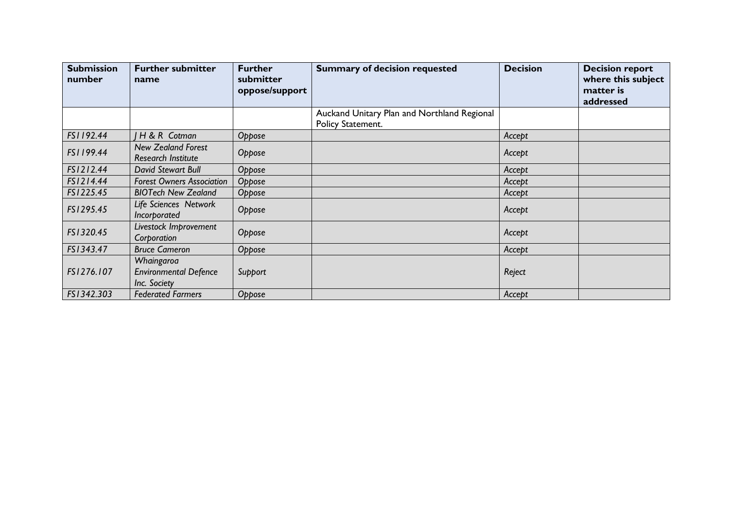| Submission number | Further submitter name | Further submitter oppose/support | Summary of decision requested | Decision | Decision report where this subject matter is addressed |
|---|---|---|---|---|---|
| | | | Auckand Unitary Plan and Northland Regional Policy Statement. | | |
| *FS1192.44* | *J H & R Cotman* | *Oppose* | | *Accept* | |
| *FS1199.44* | *New Zealand Forest Research Institute* | *Oppose* | | *Accept* | |
| *FS1212.44* | *David Stewart Bull* | *Oppose* | | *Accept* | |
| *FS1214.44* | *Forest Owners Association* | *Oppose* | | *Accept* | |
| *FS1225.45* | *BIOTech New Zealand* | *Oppose* | | *Accept* | |
| *FS1295.45* | *Life Sciences Network Incorporated* | *Oppose* | | *Accept* | |
| *FS1320.45* | *Livestock Improvement Corporation* | *Oppose* | | *Accept* | |
| *FS1343.47* | *Bruce Cameron* | *Oppose* | | *Accept* | |
| *FS1276.107* | *Whaingaroa Environmental Defence Inc. Society* | *Support* | | *Reject* | |
| *FS1342.303* | *Federated Farmers* | *Oppose* | | *Accept* | |